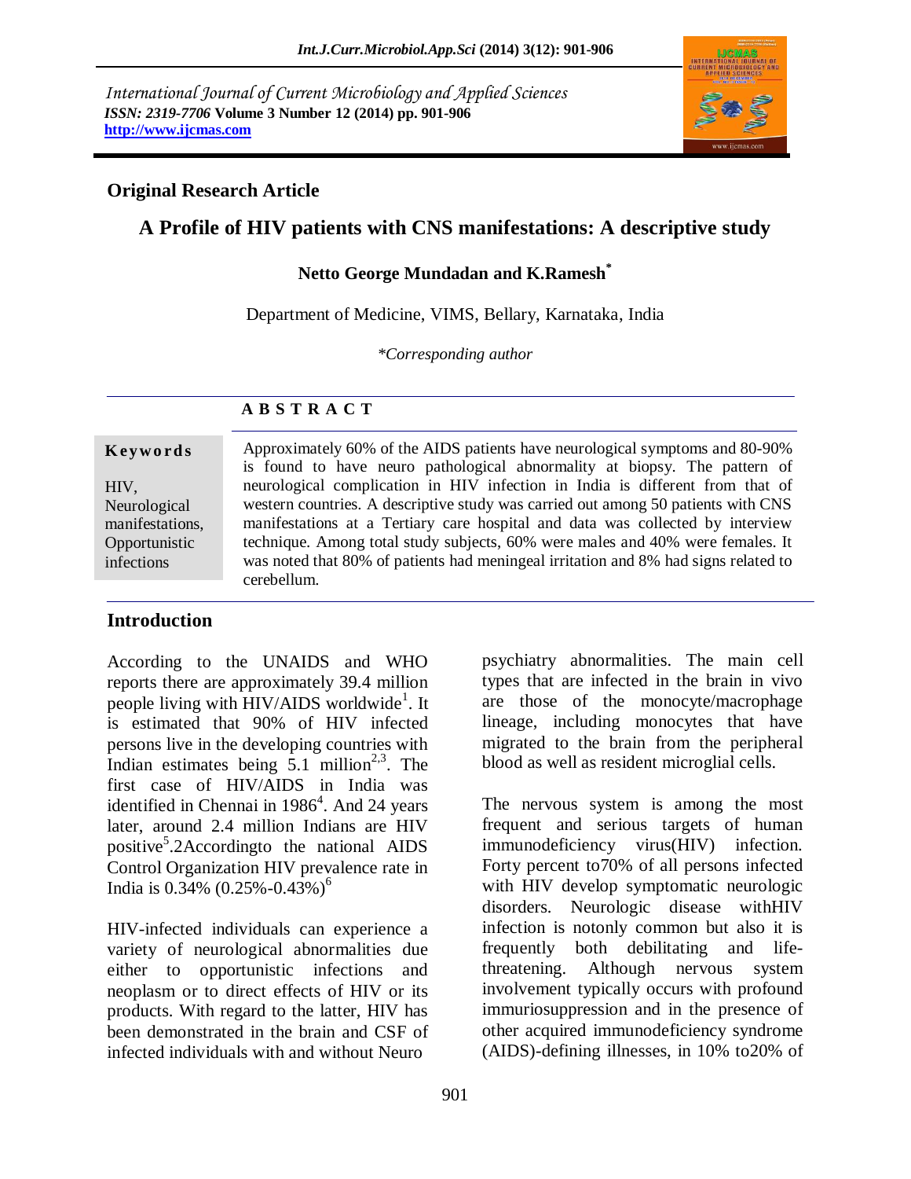*International Journal of Current Microbiology and Applied Sciences*
*ISSN: 2319-7706* **Volume 3 Number 12 (2014) pp. 901-906**
**http://www.ijcmas.com**

## Original Research Article

# A Profile of HIV patients with CNS manifestations: A descriptive study

**Netto George Mundadan and K.Ramesh***

Department of Medicine, VIMS, Bellary, Karnataka, India

*\*Corresponding author*

### A B S T R A C T

**Keywords**

HIV, Neurological manifestations, Opportunistic infections

Approximately 60% of the AIDS patients have neurological symptoms and 80-90% is found to have neuro pathological abnormality at biopsy. The pattern of neurological complication in HIV infection in India is different from that of western countries. A descriptive study was carried out among 50 patients with CNS manifestations at a Tertiary care hospital and data was collected by interview technique. Among total study subjects, 60% were males and 40% were females. It was noted that 80% of patients had meningeal irritation and 8% had signs related to cerebellum.

## Introduction

According to the UNAIDS and WHO reports there are approximately 39.4 million people living with HIV/AIDS worldwide[1]. It is estimated that 90% of HIV infected persons live in the developing countries with Indian estimates being 5.1 million[2,3]. The first case of HIV/AIDS in India was identified in Chennai in 1986[4]. And 24 years later, around 2.4 million Indians are HIV positive[5].2Accordingto the national AIDS Control Organization HIV prevalence rate in India is 0.34% (0.25%-0.43%)[6]

HIV-infected individuals can experience a variety of neurological abnormalities due either to opportunistic infections and neoplasm or to direct effects of HIV or its products. With regard to the latter, HIV has been demonstrated in the brain and CSF of infected individuals with and without Neuro psychiatry abnormalities. The main cell types that are infected in the brain in vivo are those of the monocyte/macrophage lineage, including monocytes that have migrated to the brain from the peripheral blood as well as resident microglial cells.

The nervous system is among the most frequent and serious targets of human immunodeficiency virus(HIV) infection. Forty percent to70% of all persons infected with HIV develop symptomatic neurologic disorders. Neurologic disease withHIV infection is notonly common but also it is frequently both debilitating and life-threatening. Although nervous system involvement typically occurs with profound immuriosuppression and in the presence of other acquired immunodeficiency syndrome (AIDS)-defining illnesses, in 10% to20% of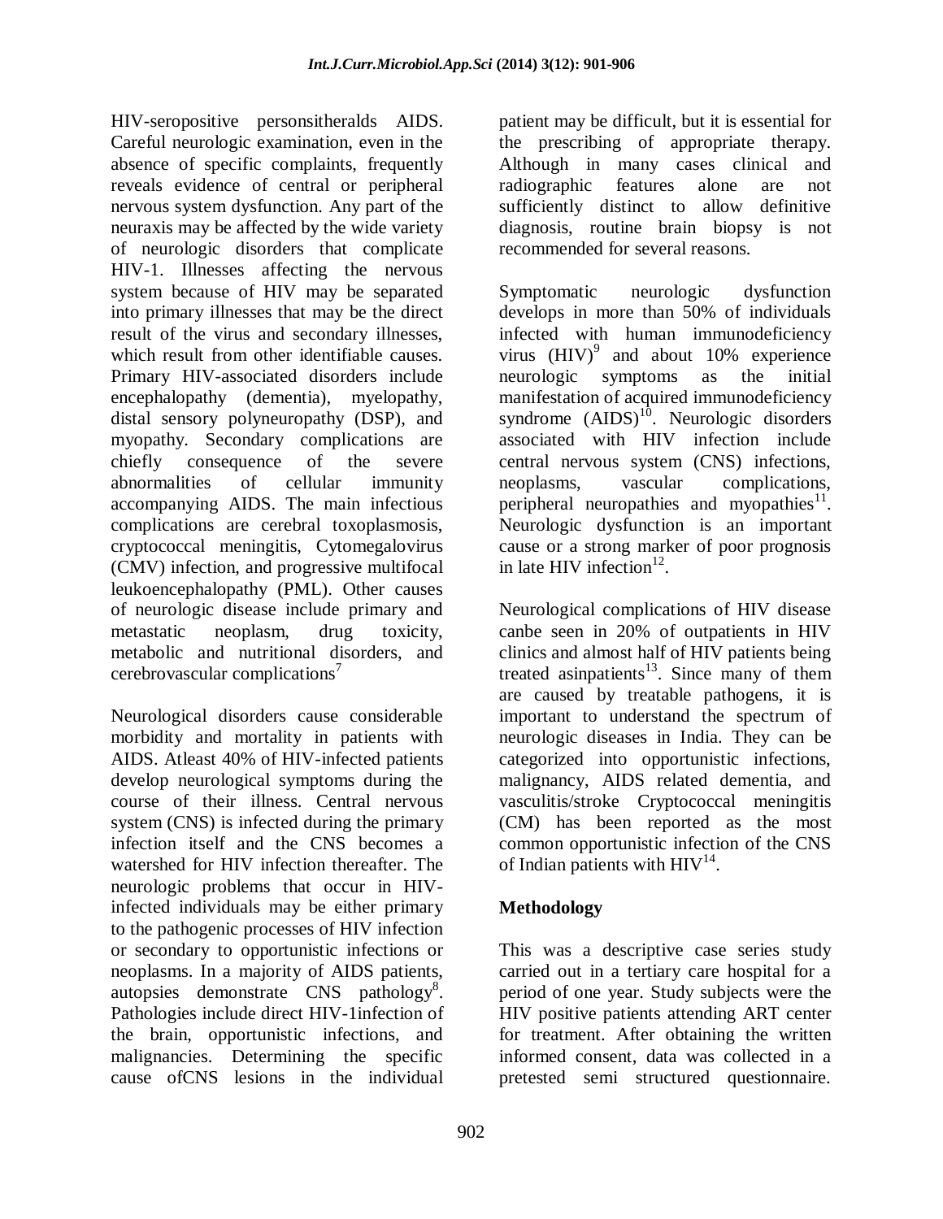HIV-seropositive personsitheralds AIDS. Careful neurologic examination, even in the absence of specific complaints, frequently reveals evidence of central or peripheral nervous system dysfunction. Any part of the neuraxis may be affected by the wide variety of neurologic disorders that complicate HIV-1. Illnesses affecting the nervous system because of HIV may be separated into primary illnesses that may be the direct result of the virus and secondary illnesses, which result from other identifiable causes. Primary HIV-associated disorders include encephalopathy (dementia), myelopathy, distal sensory polyneuropathy (DSP), and myopathy. Secondary complications are chiefly consequence of the severe abnormalities of cellular immunity accompanying AIDS. The main infectious complications are cerebral toxoplasmosis, cryptococcal meningitis, Cytomegalovirus (CMV) infection, and progressive multifocal leukoencephalopathy (PML). Other causes of neurologic disease include primary and metastatic neoplasm, drug toxicity, metabolic and nutritional disorders, and cerebrovascular complications[7]

Neurological disorders cause considerable morbidity and mortality in patients with AIDS. Atleast 40% of HIV-infected patients develop neurological symptoms during the course of their illness. Central nervous system (CNS) is infected during the primary infection itself and the CNS becomes a watershed for HIV infection thereafter. The neurologic problems that occur in HIV-infected individuals may be either primary to the pathogenic processes of HIV infection or secondary to opportunistic infections or neoplasms. In a majority of AIDS patients, autopsies demonstrate CNS pathology[8]. Pathologies include direct HIV-1infection of the brain, opportunistic infections, and malignancies. Determining the specific cause ofCNS lesions in the individual patient may be difficult, but it is essential for the prescribing of appropriate therapy. Although in many cases clinical and radiographic features alone are not sufficiently distinct to allow definitive diagnosis, routine brain biopsy is not recommended for several reasons.

Symptomatic neurologic dysfunction develops in more than 50% of individuals infected with human immunodeficiency virus (HIV)[9] and about 10% experience neurologic symptoms as the initial manifestation of acquired immunodeficiency syndrome (AIDS)[10]. Neurologic disorders associated with HIV infection include central nervous system (CNS) infections, neoplasms, vascular complications, peripheral neuropathies and myopathies[11]. Neurologic dysfunction is an important cause or a strong marker of poor prognosis in late HIV infection[12].

Neurological complications of HIV disease canbe seen in 20% of outpatients in HIV clinics and almost half of HIV patients being treated asinpatients[13]. Since many of them are caused by treatable pathogens, it is important to understand the spectrum of neurologic diseases in India. They can be categorized into opportunistic infections, malignancy, AIDS related dementia, and vasculitis/stroke Cryptococcal meningitis (CM) has been reported as the most common opportunistic infection of the CNS of Indian patients with HIV[14].

## Methodology

This was a descriptive case series study carried out in a tertiary care hospital for a period of one year. Study subjects were the HIV positive patients attending ART center for treatment. After obtaining the written informed consent, data was collected in a pretested semi structured questionnaire.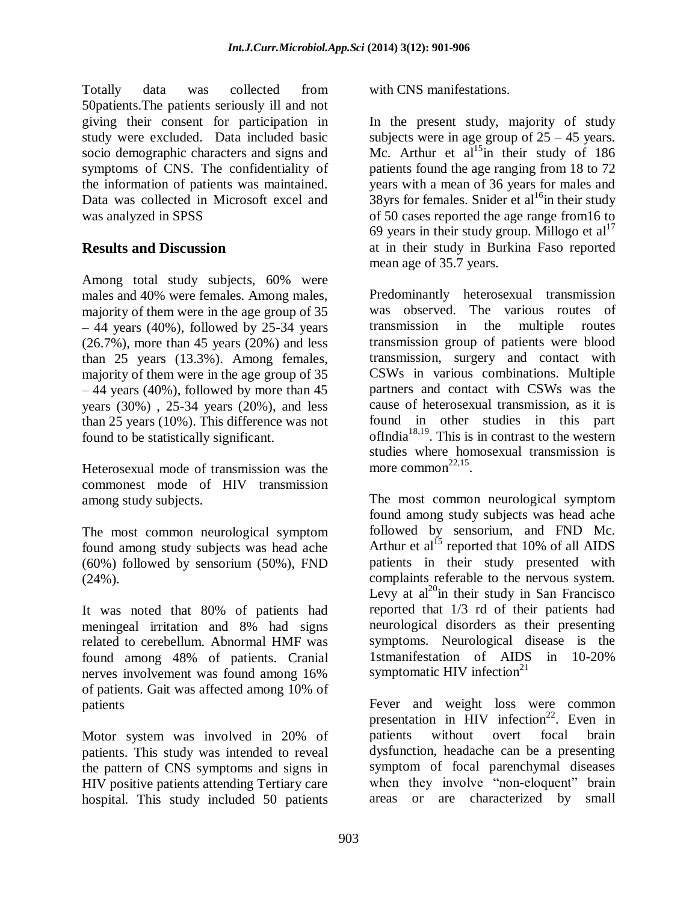Totally data was collected from 50patients.The patients seriously ill and not giving their consent for participation in study were excluded. Data included basic socio demographic characters and signs and symptoms of CNS. The confidentiality of the information of patients was maintained. Data was collected in Microsoft excel and was analyzed in SPSS

## Results and Discussion

Among total study subjects, 60% were males and 40% were females. Among males, majority of them were in the age group of 35 – 44 years (40%), followed by 25-34 years (26.7%), more than 45 years (20%) and less than 25 years (13.3%). Among females, majority of them were in the age group of 35 – 44 years (40%), followed by more than 45 years (30%) , 25-34 years (20%), and less than 25 years (10%). This difference was not found to be statistically significant.

Heterosexual mode of transmission was the commonest mode of HIV transmission among study subjects.

The most common neurological symptom found among study subjects was head ache (60%) followed by sensorium (50%), FND (24%).

It was noted that 80% of patients had meningeal irritation and 8% had signs related to cerebellum. Abnormal HMF was found among 48% of patients. Cranial nerves involvement was found among 16% of patients. Gait was affected among 10% of patients

Motor system was involved in 20% of patients. This study was intended to reveal the pattern of CNS symptoms and signs in HIV positive patients attending Tertiary care hospital. This study included 50 patients with CNS manifestations.

In the present study, majority of study subjects were in age group of 25 – 45 years. Mc. Arthur et al[15]in their study of 186 patients found the age ranging from 18 to 72 years with a mean of 36 years for males and 38yrs for females. Snider et al[16]in their study of 50 cases reported the age range from16 to 69 years in their study group. Millogo et al[17] at in their study in Burkina Faso reported mean age of 35.7 years.

Predominantly heterosexual transmission was observed. The various routes of transmission in the multiple routes transmission group of patients were blood transmission, surgery and contact with CSWs in various combinations. Multiple partners and contact with CSWs was the cause of heterosexual transmission, as it is found in other studies in this part ofIndia[18,19]. This is in contrast to the western studies where homosexual transmission is more common[22,15].

The most common neurological symptom found among study subjects was head ache followed by sensorium, and FND Mc. Arthur et al[15] reported that 10% of all AIDS patients in their study presented with complaints referable to the nervous system. Levy at al[20]in their study in San Francisco reported that 1/3 rd of their patients had neurological disorders as their presenting symptoms. Neurological disease is the 1stmanifestation of AIDS in 10-20% symptomatic HIV infection[21]

Fever and weight loss were common presentation in HIV infection[22]. Even in patients without overt focal brain dysfunction, headache can be a presenting symptom of focal parenchymal diseases when they involve "non-eloquent" brain areas or are characterized by small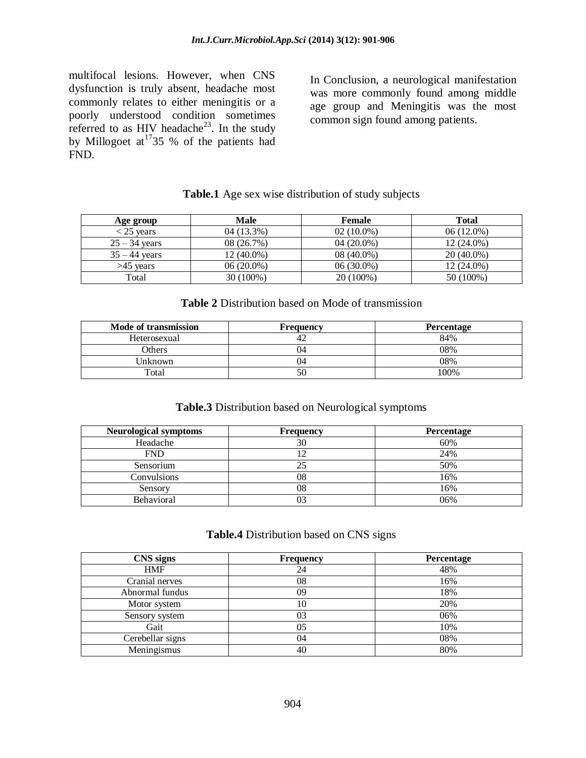multifocal lesions. However, when CNS dysfunction is truly absent, headache most commonly relates to either meningitis or a poorly understood condition sometimes referred to as HIV headache[23]. In the study by Millogoet at[17]35 % of the patients had FND.

In Conclusion, a neurological manifestation was more commonly found among middle age group and Meningitis was the most common sign found among patients.

**Table.1** Age sex wise distribution of study subjects

| Age group | Male | Female | Total |
|---|---|---|---|
| < 25 years | 04 (13.3%) | 02 (10.0%) | 06 (12.0%) |
| 25 – 34 years | 08 (26.7%) | 04 (20.0%) | 12 (24.0%) |
| 35 – 44 years | 12 (40.0%) | 08 (40.0%) | 20 (40.0%) |
| >45 years | 06 (20.0%) | 06 (30.0%) | 12 (24.0%) |
| Total | 30 (100%) | 20 (100%) | 50 (100%) |

**Table 2** Distribution based on Mode of transmission

| Mode of transmission | Frequency | Percentage |
|---|---|---|
| Heterosexual | 42 | 84% |
| Others | 04 | 08% |
| Unknown | 04 | 08% |
| Total | 50 | 100% |

**Table.3** Distribution based on Neurological symptoms

| Neurological symptoms | Frequency | Percentage |
|---|---|---|
| Headache | 30 | 60% |
| FND | 12 | 24% |
| Sensorium | 25 | 50% |
| Convulsions | 08 | 16% |
| Sensory | 08 | 16% |
| Behavioral | 03 | 06% |

**Table.4** Distribution based on CNS signs

| CNS signs | Frequency | Percentage |
|---|---|---|
| HMF | 24 | 48% |
| Cranial nerves | 08 | 16% |
| Abnormal fundus | 09 | 18% |
| Motor system | 10 | 20% |
| Sensory system | 03 | 06% |
| Gait | 05 | 10% |
| Cerebellar signs | 04 | 08% |
| Meningismus | 40 | 80% |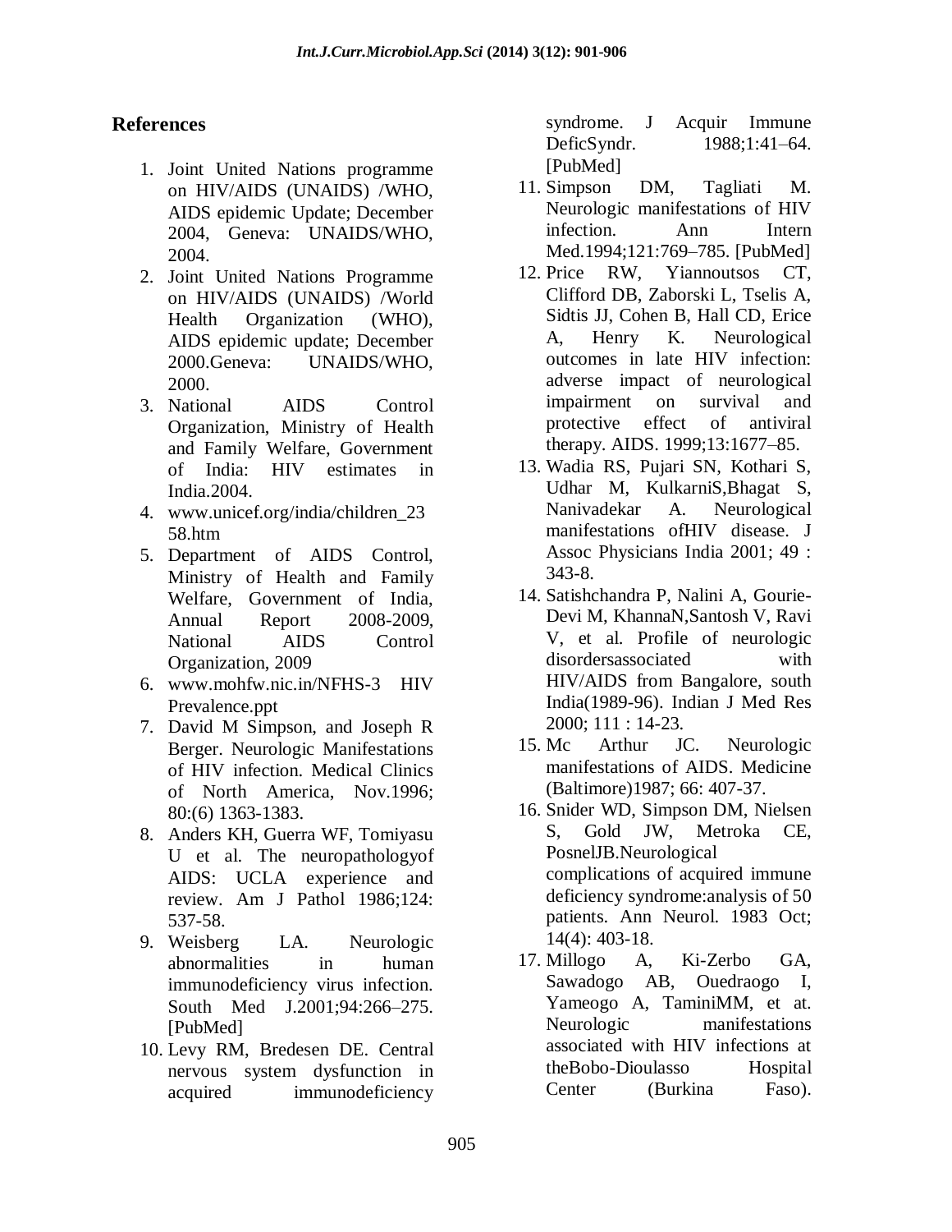## References

1. Joint United Nations programme on HIV/AIDS (UNAIDS) /WHO, AIDS epidemic Update; December 2004, Geneva: UNAIDS/WHO, 2004.
2. Joint United Nations Programme on HIV/AIDS (UNAIDS) /World Health Organization (WHO), AIDS epidemic update; December 2000.Geneva: UNAIDS/WHO, 2000.
3. National AIDS Control Organization, Ministry of Health and Family Welfare, Government of India: HIV estimates in India.2004.
4. www.unicef.org/india/children_2358.htm
5. Department of AIDS Control, Ministry of Health and Family Welfare, Government of India, Annual Report 2008-2009, National AIDS Control Organization, 2009
6. www.mohfw.nic.in/NFHS-3 HIV Prevalence.ppt
7. David M Simpson, and Joseph R Berger. Neurologic Manifestations of HIV infection. Medical Clinics of North America, Nov.1996; 80:(6) 1363-1383.
8. Anders KH, Guerra WF, Tomiyasu U et al. The neuropathologyof AIDS: UCLA experience and review. Am J Pathol 1986;124: 537-58.
9. Weisberg LA. Neurologic abnormalities in human immunodeficiency virus infection. South Med J.2001;94:266–275. [PubMed]
10. Levy RM, Bredesen DE. Central nervous system dysfunction in acquired immunodeficiency syndrome. J Acquir Immune DeficSyndr. 1988;1:41–64. [PubMed]
11. Simpson DM, Tagliati M. Neurologic manifestations of HIV infection. Ann Intern Med.1994;121:769–785. [PubMed]
12. Price RW, Yiannoutsos CT, Clifford DB, Zaborski L, Tselis A, Sidtis JJ, Cohen B, Hall CD, Erice A, Henry K. Neurological outcomes in late HIV infection: adverse impact of neurological impairment on survival and protective effect of antiviral therapy. AIDS. 1999;13:1677–85.
13. Wadia RS, Pujari SN, Kothari S, Udhar M, KulkarniS,Bhagat S, Nanivadekar A. Neurological manifestations ofHIV disease. J Assoc Physicians India 2001; 49 : 343-8.
14. Satishchandra P, Nalini A, Gourie-Devi M, KhannaN,Santosh V, Ravi V, et al. Profile of neurologic disordersassociated with HIV/AIDS from Bangalore, south India(1989-96). Indian J Med Res 2000; 111 : 14-23.
15. Mc Arthur JC. Neurologic manifestations of AIDS. Medicine (Baltimore)1987; 66: 407-37.
16. Snider WD, Simpson DM, Nielsen S, Gold JW, Metroka CE, PosnelJB.Neurological complications of acquired immune deficiency syndrome:analysis of 50 patients. Ann Neurol. 1983 Oct; 14(4): 403-18.
17. Millogo A, Ki-Zerbo GA, Sawadogo AB, Ouedraogo I, Yameogo A, TaminiMM, et at. Neurologic manifestations associated with HIV infections at theBobo-Dioulasso Hospital Center (Burkina Faso).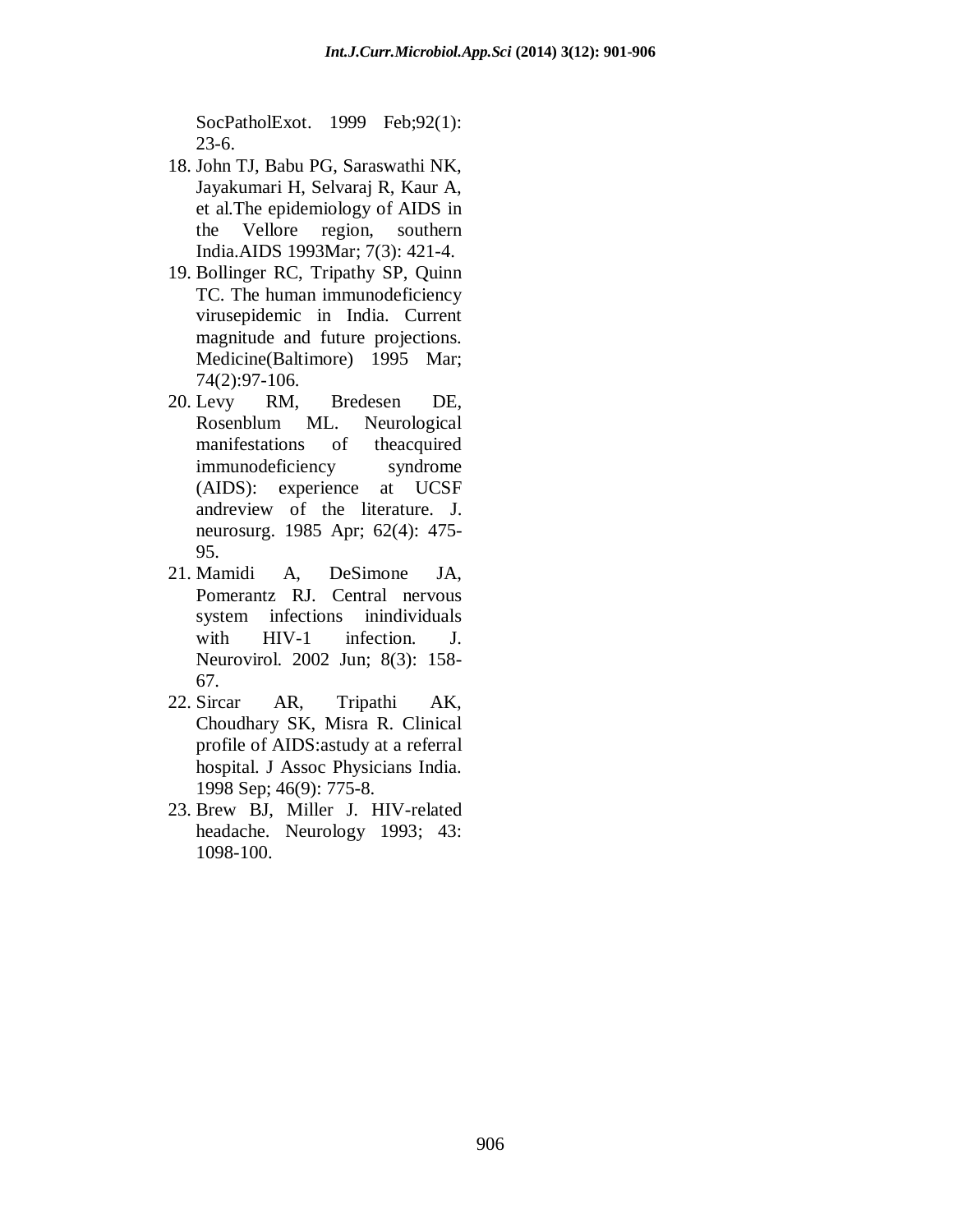SocPatholExot. 1999 Feb;92(1): 23-6.

18. John TJ, Babu PG, Saraswathi NK, Jayakumari H, Selvaraj R, Kaur A, et al.The epidemiology of AIDS in the Vellore region, southern India.AIDS 1993Mar; 7(3): 421-4.
19. Bollinger RC, Tripathy SP, Quinn TC. The human immunodeficiency virusepidemic in India. Current magnitude and future projections. Medicine(Baltimore) 1995 Mar; 74(2):97-106.
20. Levy RM, Bredesen DE, Rosenblum ML. Neurological manifestations of theacquired immunodeficiency syndrome (AIDS): experience at UCSF andreview of the literature. J. neurosurg. 1985 Apr; 62(4): 475-95.
21. Mamidi A, DeSimone JA, Pomerantz RJ. Central nervous system infections inindividuals with HIV-1 infection. J. Neurovirol. 2002 Jun; 8(3): 158-67.
22. Sircar AR, Tripathi AK, Choudhary SK, Misra R. Clinical profile of AIDS:astudy at a referral hospital. J Assoc Physicians India. 1998 Sep; 46(9): 775-8.
23. Brew BJ, Miller J. HIV-related headache. Neurology 1993; 43: 1098-100.